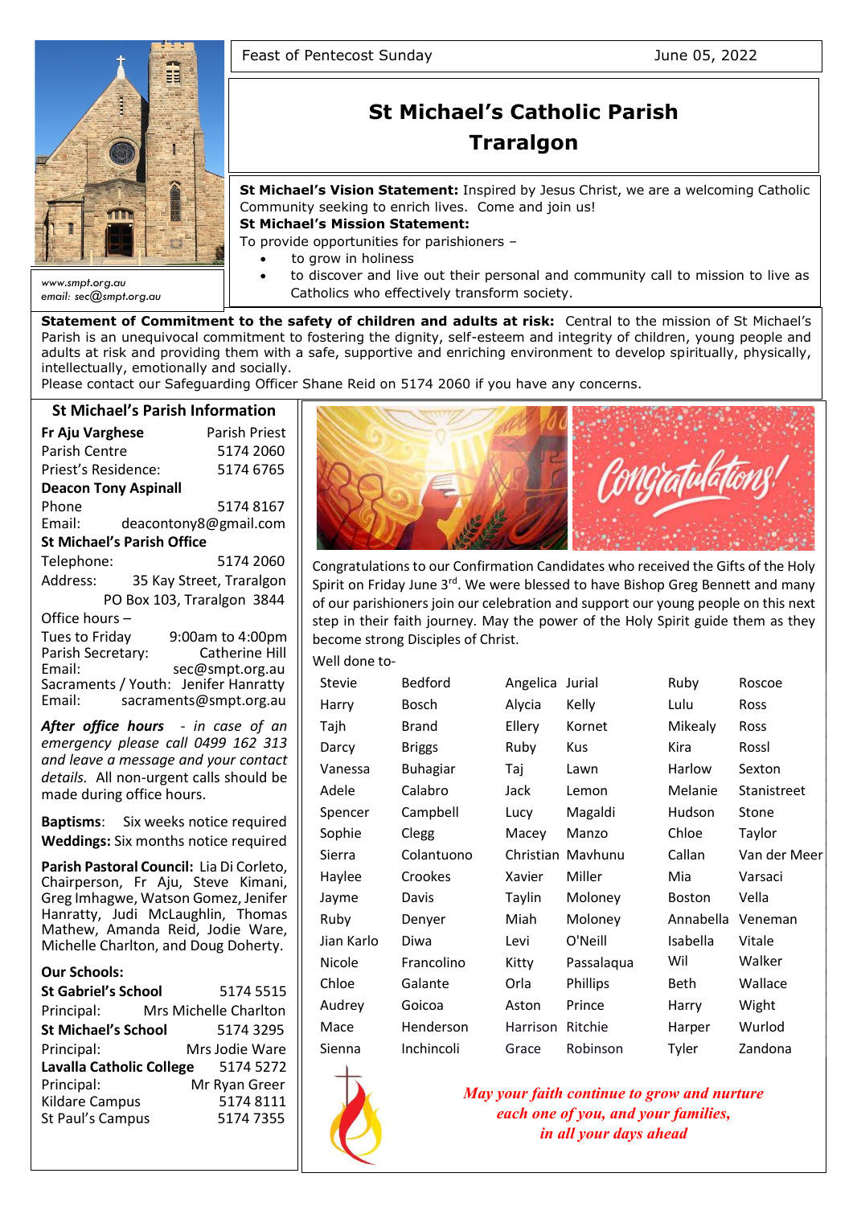Feast of Pentecost Sunday — June 05, 2022

# St Michael's Catholic Parish Traralgon

www.smpt.org.au
email: sec@smpt.org.au

**St Michael's Vision Statement:** Inspired by Jesus Christ, we are a welcoming Catholic Community seeking to enrich lives. Come and join us!

**St Michael's Mission Statement:**
To provide opportunities for parishioners –

- to grow in holiness
- to discover and live out their personal and community call to mission to live as Catholics who effectively transform society.

**Statement of Commitment to the safety of children and adults at risk:** Central to the mission of St Michael's Parish is an unequivocal commitment to fostering the dignity, self-esteem and integrity of children, young people and adults at risk and providing them with a safe, supportive and enriching environment to develop spiritually, physically, intellectually, emotionally and socially.
Please contact our Safeguarding Officer Shane Reid on 5174 2060 if you have any concerns.

## St Michael's Parish Information

**Fr Aju Varghese** — Parish Priest
Parish Centre — 5174 2060
Priest's Residence: — 5174 6765

**Deacon Tony Aspinall**
Phone — 5174 8167
Email: deacontony8@gmail.com

**St Michael's Parish Office**
Telephone: — 5174 2060
Address: 35 Kay Street, Traralgon
PO Box 103, Traralgon 3844
Office hours –
Tues to Friday — 9:00am to 4:00pm
Parish Secretary: — Catherine Hill
Email: — sec@smpt.org.au
Sacraments / Youth: — Jenifer Hanratty
Email: — sacraments@smpt.org.au

***After office hours*** *- in case of an emergency please call 0499 162 313 and leave a message and your contact details.* All non-urgent calls should be made during office hours.

**Baptisms**: Six weeks notice required
**Weddings:** Six months notice required

**Parish Pastoral Council:** Lia Di Corleto, Chairperson, Fr Aju, Steve Kimani, Greg Imhagwe, Watson Gomez, Jenifer Hanratty, Judi McLaughlin, Thomas Mathew, Amanda Reid, Jodie Ware, Michelle Charlton, and Doug Doherty.

**Our Schools:**
**St Gabriel's School** — 5174 5515
Principal: — Mrs Michelle Charlton
**St Michael's School** — 5174 3295
Principal: — Mrs Jodie Ware
**Lavalla Catholic College** — 5174 5272
Principal: — Mr Ryan Greer
Kildare Campus — 5174 8111
St Paul's Campus — 5174 7355

Congratulations!

Congratulations to our Confirmation Candidates who received the Gifts of the Holy Spirit on Friday June 3rd. We were blessed to have Bishop Greg Bennett and many of our parishioners join our celebration and support our young people on this next step in their faith journey. May the power of the Holy Spirit guide them as they become strong Disciples of Christ.

Well done to-

| | | | | | |
|---|---|---|---|---|---|
| Stevie | Bedford | Angelica | Jurial | Ruby | Roscoe |
| Harry | Bosch | Alycia | Kelly | Lulu | Ross |
| Tajh | Brand | Ellery | Kornet | Mikealy | Ross |
| Darcy | Briggs | Ruby | Kus | Kira | Rossl |
| Vanessa | Buhagiar | Taj | Lawn | Harlow | Sexton |
| Adele | Calabro | Jack | Lemon | Melanie | Stanistreet |
| Spencer | Campbell | Lucy | Magaldi | Hudson | Stone |
| Sophie | Clegg | Macey | Manzo | Chloe | Taylor |
| Sierra | Colantuono | Christian | Mavhunu | Callan | Van der Meer |
| Haylee | Crookes | Xavier | Miller | Mia | Varsaci |
| Jayme | Davis | Taylin | Moloney | Boston | Vella |
| Ruby | Denyer | Miah | Moloney | Annabella | Veneman |
| Jian Karlo | Diwa | Levi | O'Neill | Isabella | Vitale |
| Nicole | Francolino | Kitty | Passalaqua | Wil | Walker |
| Chloe | Galante | Orla | Phillips | Beth | Wallace |
| Audrey | Goicoa | Aston | Prince | Harry | Wight |
| Mace | Henderson | Harrison | Ritchie | Harper | Wurlod |
| Sienna | Inchincoli | Grace | Robinson | Tyler | Zandona |

*May your faith continue to grow and nurture each one of you, and your families, in all your days ahead*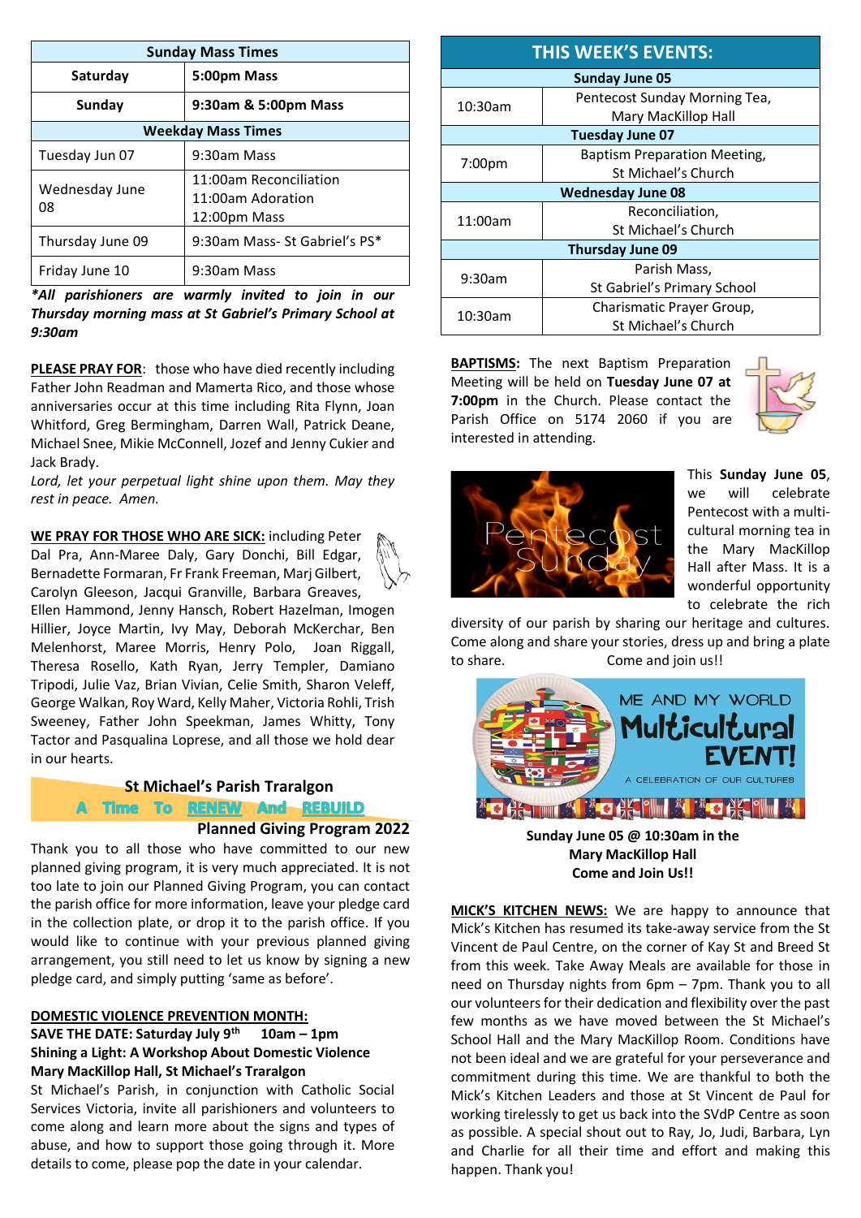| Sunday Mass Times | |
|---|---|
| **Saturday** | **5:00pm Mass** |
| **Sunday** | **9:30am & 5:00pm Mass** |
| **Weekday Mass Times** | |
| Tuesday Jun 07 | 9:30am Mass |
| Wednesday June 08 | 11:00am Reconciliation<br>11:00am Adoration<br>12:00pm Mass |
| Thursday June 09 | 9:30am Mass- St Gabriel's PS* |
| Friday June 10 | 9:30am Mass |

***All parishioners are warmly invited to join in our Thursday morning mass at St Gabriel's Primary School at 9:30am***

**PLEASE PRAY FOR**: those who have died recently including Father John Readman and Mamerta Rico, and those whose anniversaries occur at this time including Rita Flynn, Joan Whitford, Greg Bermingham, Darren Wall, Patrick Deane, Michael Snee, Mikie McConnell, Jozef and Jenny Cukier and Jack Brady.

*Lord, let your perpetual light shine upon them. May they rest in peace. Amen.*

**WE PRAY FOR THOSE WHO ARE SICK:** including Peter Dal Pra, Ann-Maree Daly, Gary Donchi, Bill Edgar, Bernadette Formaran, Fr Frank Freeman, Marj Gilbert, Carolyn Gleeson, Jacqui Granville, Barbara Greaves, Ellen Hammond, Jenny Hansch, Robert Hazelman, Imogen Hillier, Joyce Martin, Ivy May, Deborah McKerchar, Ben Melenhorst, Maree Morris, Henry Polo, Joan Riggall, Theresa Rosello, Kath Ryan, Jerry Templer, Damiano Tripodi, Julie Vaz, Brian Vivian, Celie Smith, Sharon Veleff, George Walkan, Roy Ward, Kelly Maher, Victoria Rohli, Trish Sweeney, Father John Speekman, James Whitty, Tony Tactor and Pasqualina Loprese, and all those we hold dear in our hearts.

## St Michael's Parish Traralgon
### A Time To RENEW And REBUILD
### Planned Giving Program 2022

Thank you to all those who have committed to our new planned giving program, it is very much appreciated. It is not too late to join our Planned Giving Program, you can contact the parish office for more information, leave your pledge card in the collection plate, or drop it to the parish office. If you would like to continue with your previous planned giving arrangement, you still need to let us know by signing a new pledge card, and simply putting 'same as before'.

**DOMESTIC VIOLENCE PREVENTION MONTH:**
**SAVE THE DATE: Saturday July 9th 10am – 1pm**
**Shining a Light: A Workshop About Domestic Violence**
**Mary MacKillop Hall, St Michael's Traralgon**
St Michael's Parish, in conjunction with Catholic Social Services Victoria, invite all parishioners and volunteers to come along and learn more about the signs and types of abuse, and how to support those going through it. More details to come, please pop the date in your calendar.

## THIS WEEK'S EVENTS:

| Time | Event |
|---|---|
| **Sunday June 05** | |
| 10:30am | Pentecost Sunday Morning Tea, Mary MacKillop Hall |
| **Tuesday June 07** | |
| 7:00pm | Baptism Preparation Meeting, St Michael's Church |
| **Wednesday June 08** | |
| 11:00am | Reconciliation, St Michael's Church |
| **Thursday June 09** | |
| 9:30am | Parish Mass, St Gabriel's Primary School |
| 10:30am | Charismatic Prayer Group, St Michael's Church |

**BAPTISMS:** The next Baptism Preparation Meeting will be held on **Tuesday June 07 at 7:00pm** in the Church. Please contact the Parish Office on 5174 2060 if you are interested in attending.

This **Sunday June 05**, we will celebrate Pentecost with a multi-cultural morning tea in the Mary MacKillop Hall after Mass. It is a wonderful opportunity to celebrate the rich diversity of our parish by sharing our heritage and cultures. Come along and share your stories, dress up and bring a plate to share. Come and join us!!

ME AND MY WORLD
Multicultural EVENT!
A CELEBRATION OF OUR CULTURES

**Sunday June 05 @ 10:30am in the Mary MacKillop Hall**
**Come and Join Us!!**

**MICK'S KITCHEN NEWS:** We are happy to announce that Mick's Kitchen has resumed its take-away service from the St Vincent de Paul Centre, on the corner of Kay St and Breed St from this week. Take Away Meals are available for those in need on Thursday nights from 6pm – 7pm. Thank you to all our volunteers for their dedication and flexibility over the past few months as we have moved between the St Michael's School Hall and the Mary MacKillop Room. Conditions have not been ideal and we are grateful for your perseverance and commitment during this time. We are thankful to both the Mick's Kitchen Leaders and those at St Vincent de Paul for working tirelessly to get us back into the SVdP Centre as soon as possible. A special shout out to Ray, Jo, Judi, Barbara, Lyn and Charlie for all their time and effort and making this happen. Thank you!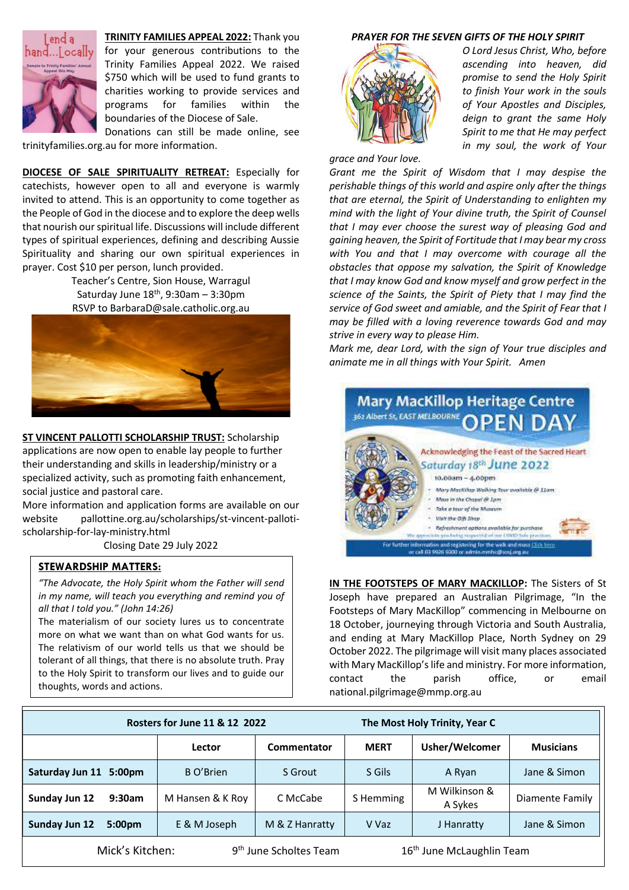**TRINITY FAMILIES APPEAL 2022:** Thank you for your generous contributions to the Trinity Families Appeal 2022. We raised $750 which will be used to fund grants to charities working to provide services and programs for families within the boundaries of the Diocese of Sale. Donations can still be made online, see trinityfamilies.org.au for more information.

**DIOCESE OF SALE SPIRITUALITY RETREAT:** Especially for catechists, however open to all and everyone is warmly invited to attend. This is an opportunity to come together as the People of God in the diocese and to explore the deep wells that nourish our spiritual life. Discussions will include different types of spiritual experiences, defining and describing Aussie Spirituality and sharing our own spiritual experiences in prayer. Cost $10 per person, lunch provided.

Teacher's Centre, Sion House, Warragul
Saturday June 18th, 9:30am – 3:30pm
RSVP to BarbaraD@sale.catholic.org.au

**ST VINCENT PALLOTTI SCHOLARSHIP TRUST:** Scholarship applications are now open to enable lay people to further their understanding and skills in leadership/ministry or a specialized activity, such as promoting faith enhancement, social justice and pastoral care.

More information and application forms are available on our website pallottine.org.au/scholarships/st-vincent-pallotti-scholarship-for-lay-ministry.html

Closing Date 29 July 2022

**STEWARDSHIP MATTERS:**

*"The Advocate, the Holy Spirit whom the Father will send in my name, will teach you everything and remind you of all that I told you." (John 14:26)*

The materialism of our society lures us to concentrate more on what we want than on what God wants for us. The relativism of our world tells us that we should be tolerant of all things, that there is no absolute truth. Pray to the Holy Spirit to transform our lives and to guide our thoughts, words and actions.

***PRAYER FOR THE SEVEN GIFTS OF THE HOLY SPIRIT***

*O Lord Jesus Christ, Who, before ascending into heaven, did promise to send the Holy Spirit to finish Your work in the souls of Your Apostles and Disciples, deign to grant the same Holy Spirit to me that He may perfect in my soul, the work of Your grace and Your love.*

*Grant me the Spirit of Wisdom that I may despise the perishable things of this world and aspire only after the things that are eternal, the Spirit of Understanding to enlighten my mind with the light of Your divine truth, the Spirit of Counsel that I may ever choose the surest way of pleasing God and gaining heaven, the Spirit of Fortitude that I may bear my cross with You and that I may overcome with courage all the obstacles that oppose my salvation, the Spirit of Knowledge that I may know God and know myself and grow perfect in the science of the Saints, the Spirit of Piety that I may find the service of God sweet and amiable, and the Spirit of Fear that I may be filled with a loving reverence towards God and may strive in every way to please Him.*

*Mark me, dear Lord, with the sign of Your true disciples and animate me in all things with Your Spirit. Amen*

**Mary MacKillop Heritage Centre**
362 Albert St, EAST MELBOURNE
**OPEN DAY**

Acknowledging the Feast of the Sacred Heart
Saturday 18th June 2022
10.00am – 4.00pm

- Mary MacKillop Walking Tour available @ 11am
- Mass in the Chapel @ 1pm
- Take a tour of the Museum
- Visit the Gift Shop
- Refreshment options available for purchase

We appreciate you being respectful of our COVID Safe practices.

For further information and registering for the walk and mass Click here or call 03 9926 9300 or admin.mmhc@sosj.org.au

**IN THE FOOTSTEPS OF MARY MACKILLOP:** The Sisters of St Joseph have prepared an Australian Pilgrimage, "In the Footsteps of Mary MacKillop" commencing in Melbourne on 18 October, journeying through Victoria and South Australia, and ending at Mary MacKillop Place, North Sydney on 29 October 2022. The pilgrimage will visit many places associated with Mary MacKillop's life and ministry. For more information, contact the parish office, or email national.pilgrimage@mmp.org.au

| Rosters for June 11 & 12 2022 | | | The Most Holy Trinity, Year C | | |
|---|---|---|---|---|---|
| | Lector | Commentator | MERT | Usher/Welcomer | Musicians |
| Saturday Jun 11 5:00pm | B O'Brien | S Grout | S Gils | A Ryan | Jane & Simon |
| Sunday Jun 12 9:30am | M Hansen & K Roy | C McCabe | S Hemming | M Wilkinson & A Sykes | Diamente Family |
| Sunday Jun 12 5:00pm | E & M Joseph | M & Z Hanratty | V Vaz | J Hanratty | Jane & Simon |
| Mick's Kitchen: | 9th June Scholtes Team | | 16th June McLaughlin Team | | |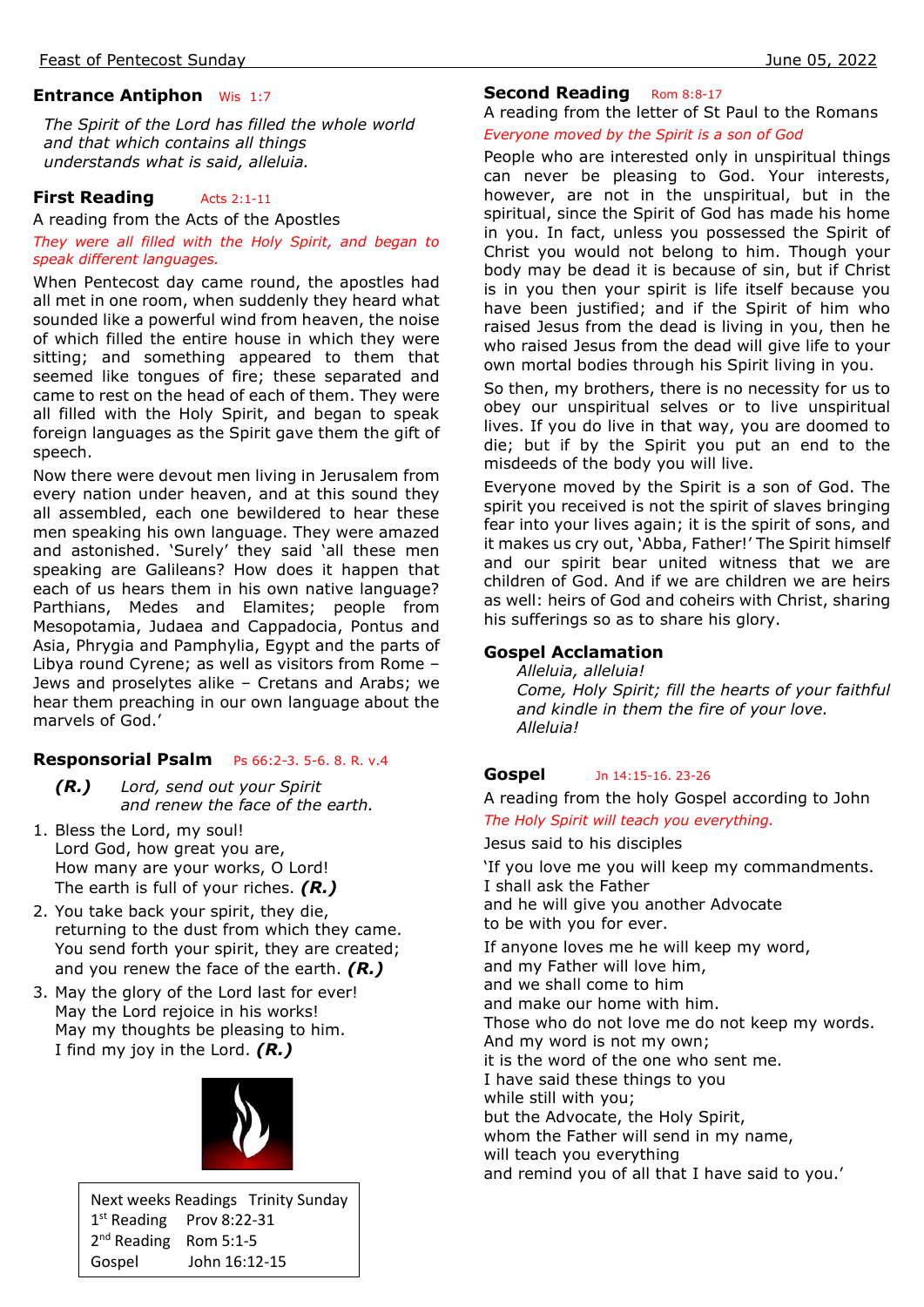Feast of Pentecost Sunday June 05, 2022

## Entrance Antiphon Wis 1:7

*The Spirit of the Lord has filled the whole world and that which contains all things understands what is said, alleluia.*

## First Reading Acts 2:1-11

A reading from the Acts of the Apostles

*They were all filled with the Holy Spirit, and began to speak different languages.*

When Pentecost day came round, the apostles had all met in one room, when suddenly they heard what sounded like a powerful wind from heaven, the noise of which filled the entire house in which they were sitting; and something appeared to them that seemed like tongues of fire; these separated and came to rest on the head of each of them. They were all filled with the Holy Spirit, and began to speak foreign languages as the Spirit gave them the gift of speech.

Now there were devout men living in Jerusalem from every nation under heaven, and at this sound they all assembled, each one bewildered to hear these men speaking his own language. They were amazed and astonished. 'Surely' they said 'all these men speaking are Galileans? How does it happen that each of us hears them in his own native language? Parthians, Medes and Elamites; people from Mesopotamia, Judaea and Cappadocia, Pontus and Asia, Phrygia and Pamphylia, Egypt and the parts of Libya round Cyrene; as well as visitors from Rome – Jews and proselytes alike – Cretans and Arabs; we hear them preaching in our own language about the marvels of God.'

## Responsorial Psalm Ps 66:2-3. 5-6. 8. R. v.4

***(R.)*** *Lord, send out your Spirit and renew the face of the earth.*

1. Bless the Lord, my soul!
   Lord God, how great you are,
   How many are your works, O Lord!
   The earth is full of your riches. ***(R.)***
2. You take back your spirit, they die,
   returning to the dust from which they came.
   You send forth your spirit, they are created;
   and you renew the face of the earth. ***(R.)***
3. May the glory of the Lord last for ever!
   May the Lord rejoice in his works!
   May my thoughts be pleasing to him.
   I find my joy in the Lord. ***(R.)***

| Next weeks Readings | Trinity Sunday |
|---|---|
| 1st Reading | Prov 8:22-31 |
| 2nd Reading | Rom 5:1-5 |
| Gospel | John 16:12-15 |

## Second Reading Rom 8:8-17

A reading from the letter of St Paul to the Romans

*Everyone moved by the Spirit is a son of God*

People who are interested only in unspiritual things can never be pleasing to God. Your interests, however, are not in the unspiritual, but in the spiritual, since the Spirit of God has made his home in you. In fact, unless you possessed the Spirit of Christ you would not belong to him. Though your body may be dead it is because of sin, but if Christ is in you then your spirit is life itself because you have been justified; and if the Spirit of him who raised Jesus from the dead is living in you, then he who raised Jesus from the dead will give life to your own mortal bodies through his Spirit living in you.

So then, my brothers, there is no necessity for us to obey our unspiritual selves or to live unspiritual lives. If you do live in that way, you are doomed to die; but if by the Spirit you put an end to the misdeeds of the body you will live.

Everyone moved by the Spirit is a son of God. The spirit you received is not the spirit of slaves bringing fear into your lives again; it is the spirit of sons, and it makes us cry out, 'Abba, Father!' The Spirit himself and our spirit bear united witness that we are children of God. And if we are children we are heirs as well: heirs of God and coheirs with Christ, sharing his sufferings so as to share his glory.

## Gospel Acclamation

*Alleluia, alleluia!*
*Come, Holy Spirit; fill the hearts of your faithful and kindle in them the fire of your love.*
*Alleluia!*

## Gospel Jn 14:15-16. 23-26

A reading from the holy Gospel according to John

*The Holy Spirit will teach you everything.*

Jesus said to his disciples

'If you love me you will keep my commandments.
I shall ask the Father
and he will give you another Advocate
to be with you for ever.

If anyone loves me he will keep my word,
and my Father will love him,
and we shall come to him
and make our home with him.
Those who do not love me do not keep my words.
And my word is not my own;
it is the word of the one who sent me.
I have said these things to you
while still with you;
but the Advocate, the Holy Spirit,
whom the Father will send in my name,
will teach you everything
and remind you of all that I have said to you.'